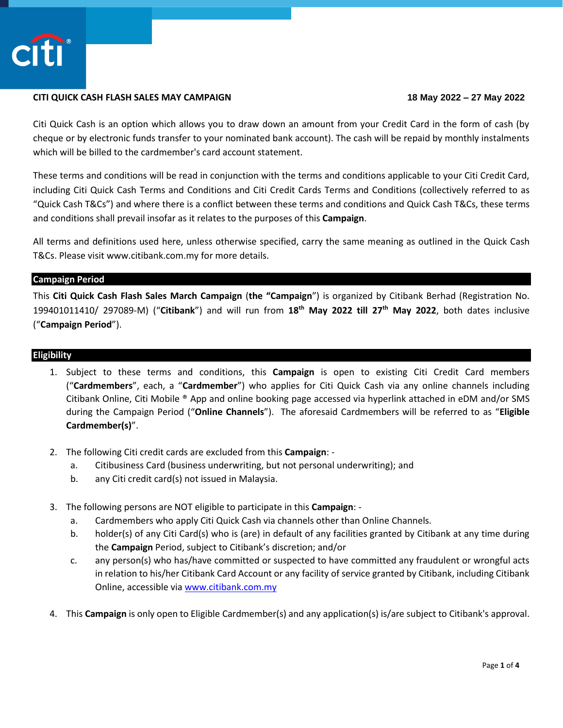**CITI QUICK CASH FLASH SALES MAY CAMPAIGN** **18 May 2022 – 27 May 2022**

Citi Quick Cash is an option which allows you to draw down an amount from your Credit Card in the form of cash (by cheque or by electronic funds transfer to your nominated bank account). The cash will be repaid by monthly instalments which will be billed to the cardmember's card account statement.

These terms and conditions will be read in conjunction with the terms and conditions applicable to your Citi Credit Card, including Citi Quick Cash Terms and Conditions and Citi Credit Cards Terms and Conditions (collectively referred to as "Quick Cash T&Cs") and where there is a conflict between these terms and conditions and Quick Cash T&Cs, these terms and conditions shall prevail insofar as it relates to the purposes of this **Campaign**.

All terms and definitions used here, unless otherwise specified, carry the same meaning as outlined in the Quick Cash T&Cs. Please visit www.citibank.com.my for more details.

## Campaign Period

This **Citi Quick Cash Flash Sales March Campaign** (**the "Campaign**") is organized by Citibank Berhad (Registration No. 199401011410/ 297089-M) ("**Citibank**") and will run from **18th May 2022 till 27th May 2022**, both dates inclusive ("**Campaign Period**").

## Eligibility

1. Subject to these terms and conditions, this **Campaign** is open to existing Citi Credit Card members ("**Cardmembers**", each, a "**Cardmember**") who applies for Citi Quick Cash via any online channels including Citibank Online, Citi Mobile ® App and online booking page accessed via hyperlink attached in eDM and/or SMS during the Campaign Period ("**Online Channels**"). The aforesaid Cardmembers will be referred to as "**Eligible Cardmember(s)**".

2. The following Citi credit cards are excluded from this **Campaign**: -
   a. Citibusiness Card (business underwriting, but not personal underwriting); and
   b. any Citi credit card(s) not issued in Malaysia.

3. The following persons are NOT eligible to participate in this **Campaign**: -
   a. Cardmembers who apply Citi Quick Cash via channels other than Online Channels.
   b. holder(s) of any Citi Card(s) who is (are) in default of any facilities granted by Citibank at any time during the **Campaign** Period, subject to Citibank's discretion; and/or
   c. any person(s) who has/have committed or suspected to have committed any fraudulent or wrongful acts in relation to his/her Citibank Card Account or any facility of service granted by Citibank, including Citibank Online, accessible via www.citibank.com.my

4. This **Campaign** is only open to Eligible Cardmember(s) and any application(s) is/are subject to Citibank's approval.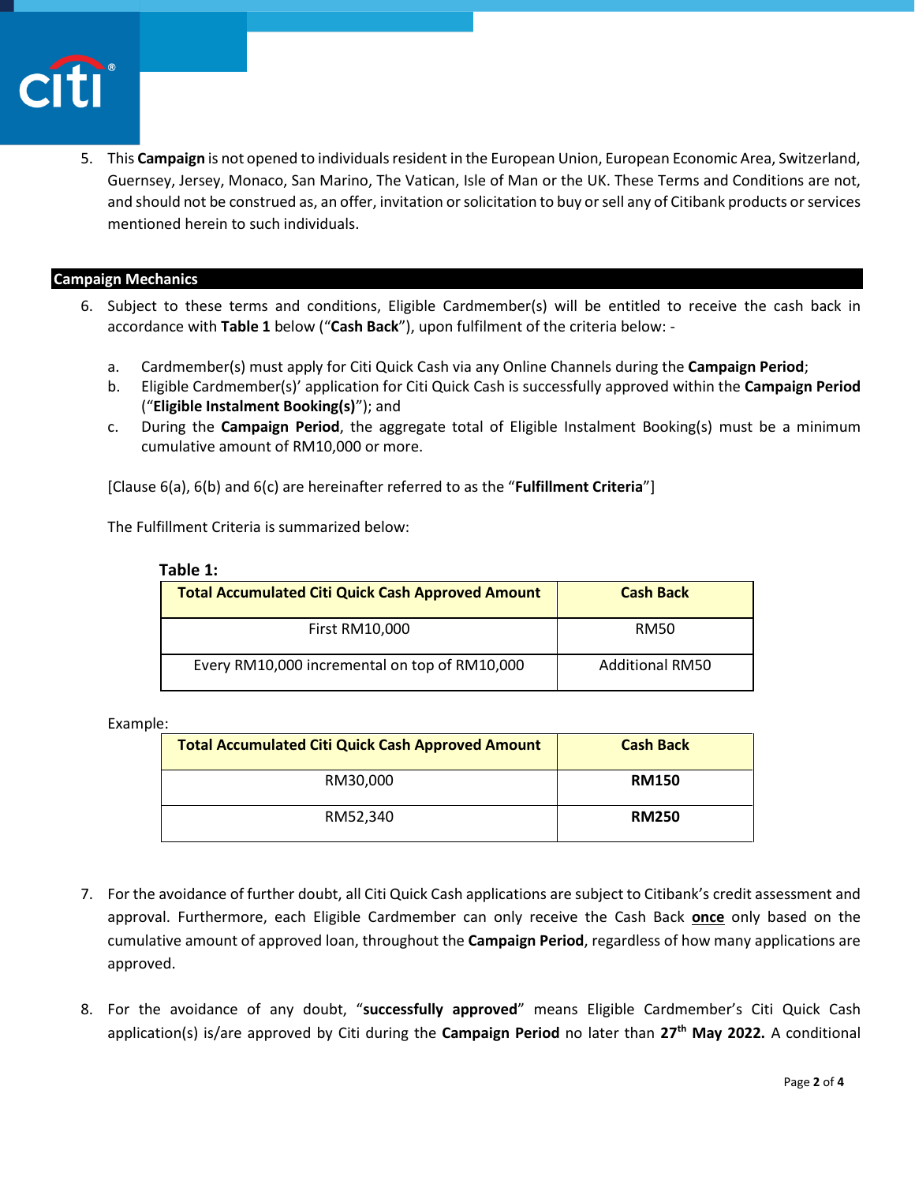5. This **Campaign** is not opened to individuals resident in the European Union, European Economic Area, Switzerland, Guernsey, Jersey, Monaco, San Marino, The Vatican, Isle of Man or the UK. These Terms and Conditions are not, and should not be construed as, an offer, invitation or solicitation to buy or sell any of Citibank products or services mentioned herein to such individuals.

## Campaign Mechanics

6. Subject to these terms and conditions, Eligible Cardmember(s) will be entitled to receive the cash back in accordance with **Table 1** below ("**Cash Back**"), upon fulfilment of the criteria below: -

   a. Cardmember(s) must apply for Citi Quick Cash via any Online Channels during the **Campaign Period**;
   b. Eligible Cardmember(s)' application for Citi Quick Cash is successfully approved within the **Campaign Period** ("**Eligible Instalment Booking(s)**"); and
   c. During the **Campaign Period**, the aggregate total of Eligible Instalment Booking(s) must be a minimum cumulative amount of RM10,000 or more.

   [Clause 6(a), 6(b) and 6(c) are hereinafter referred to as the "**Fulfillment Criteria**"]

   The Fulfillment Criteria is summarized below:

   **Table 1:**

   | Total Accumulated Citi Quick Cash Approved Amount | Cash Back |
   |---|---|
   | First RM10,000 | RM50 |
   | Every RM10,000 incremental on top of RM10,000 | Additional RM50 |

   Example:

   | Total Accumulated Citi Quick Cash Approved Amount | Cash Back |
   |---|---|
   | RM30,000 | **RM150** |
   | RM52,340 | **RM250** |

7. For the avoidance of further doubt, all Citi Quick Cash applications are subject to Citibank's credit assessment and approval. Furthermore, each Eligible Cardmember can only receive the Cash Back **once** only based on the cumulative amount of approved loan, throughout the **Campaign Period**, regardless of how many applications are approved.

8. For the avoidance of any doubt, "**successfully approved**" means Eligible Cardmember's Citi Quick Cash application(s) is/are approved by Citi during the **Campaign Period** no later than **27th May 2022.** A conditional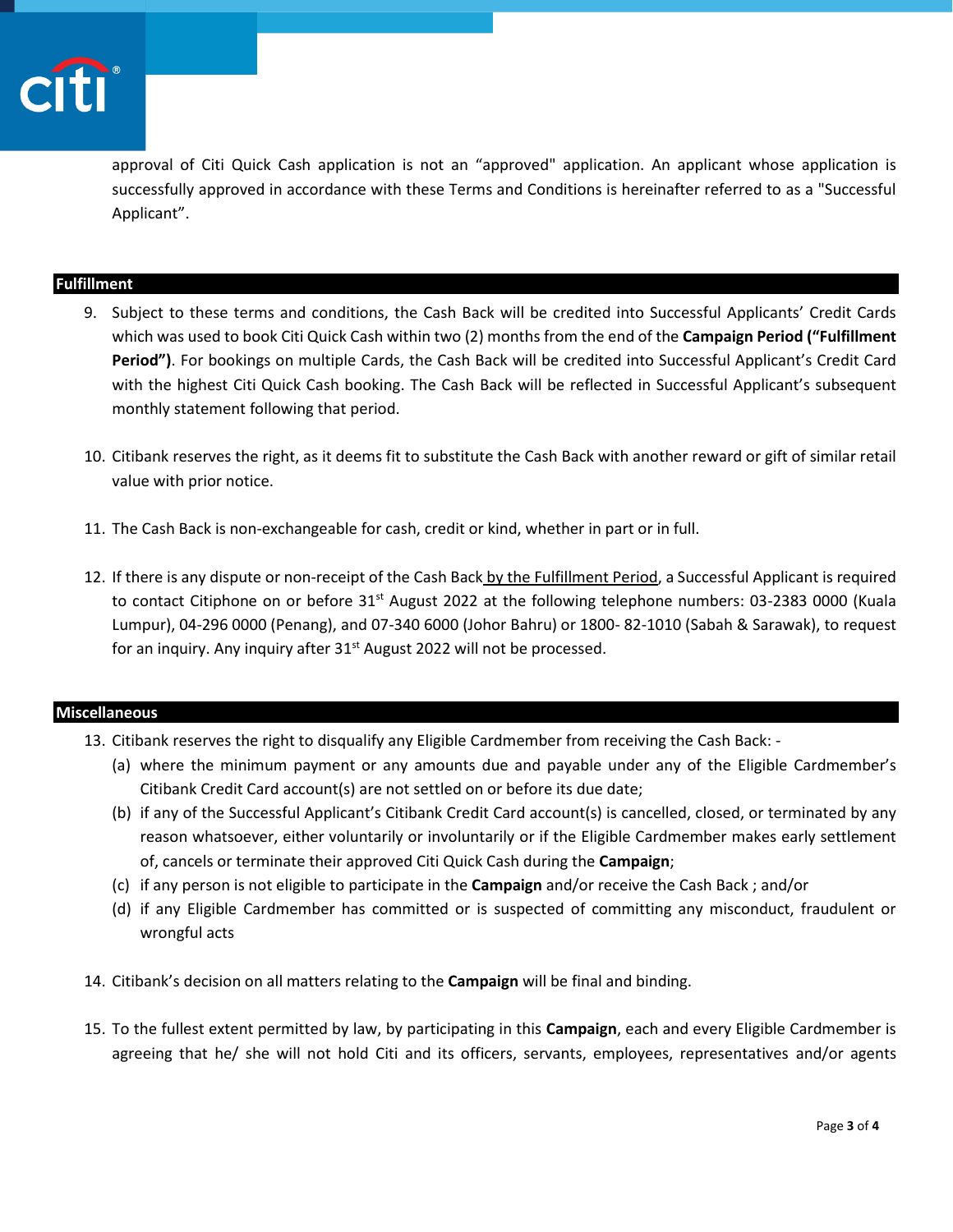approval of Citi Quick Cash application is not an “approved" application. An applicant whose application is successfully approved in accordance with these Terms and Conditions is hereinafter referred to as a "Successful Applicant”.

## Fulfillment

9. Subject to these terms and conditions, the Cash Back will be credited into Successful Applicants’ Credit Cards which was used to book Citi Quick Cash within two (2) months from the end of the **Campaign Period (“Fulfillment Period”)**. For bookings on multiple Cards, the Cash Back will be credited into Successful Applicant’s Credit Card with the highest Citi Quick Cash booking. The Cash Back will be reflected in Successful Applicant’s subsequent monthly statement following that period.

10. Citibank reserves the right, as it deems fit to substitute the Cash Back with another reward or gift of similar retail value with prior notice.

11. The Cash Back is non-exchangeable for cash, credit or kind, whether in part or in full.

12. If there is any dispute or non-receipt of the Cash Back by the Fulfillment Period, a Successful Applicant is required to contact Citiphone on or before 31st August 2022 at the following telephone numbers: 03-2383 0000 (Kuala Lumpur), 04-296 0000 (Penang), and 07-340 6000 (Johor Bahru) or 1800- 82-1010 (Sabah & Sarawak), to request for an inquiry. Any inquiry after 31st August 2022 will not be processed.

## Miscellaneous

13. Citibank reserves the right to disqualify any Eligible Cardmember from receiving the Cash Back: -
    (a) where the minimum payment or any amounts due and payable under any of the Eligible Cardmember’s Citibank Credit Card account(s) are not settled on or before its due date;
    (b) if any of the Successful Applicant’s Citibank Credit Card account(s) is cancelled, closed, or terminated by any reason whatsoever, either voluntarily or involuntarily or if the Eligible Cardmember makes early settlement of, cancels or terminate their approved Citi Quick Cash during the **Campaign**;
    (c) if any person is not eligible to participate in the **Campaign** and/or receive the Cash Back ; and/or
    (d) if any Eligible Cardmember has committed or is suspected of committing any misconduct, fraudulent or wrongful acts

14. Citibank’s decision on all matters relating to the **Campaign** will be final and binding.

15. To the fullest extent permitted by law, by participating in this **Campaign**, each and every Eligible Cardmember is agreeing that he/ she will not hold Citi and its officers, servants, employees, representatives and/or agents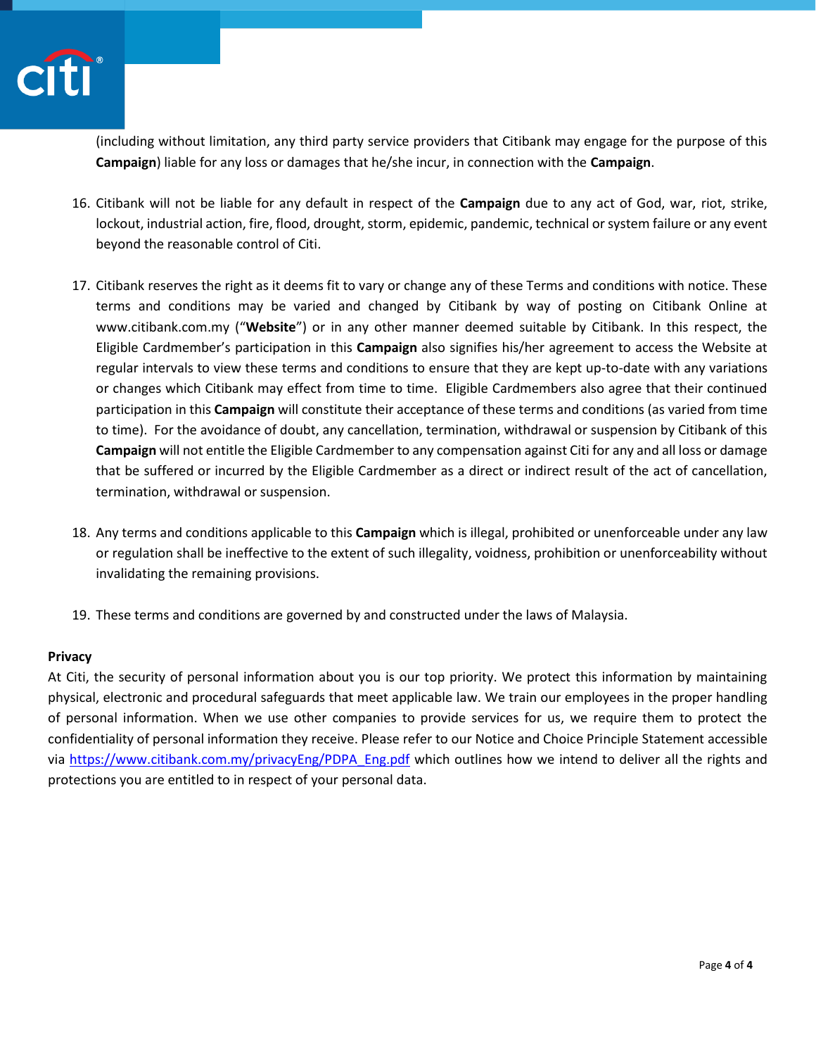(including without limitation, any third party service providers that Citibank may engage for the purpose of this **Campaign**) liable for any loss or damages that he/she incur, in connection with the **Campaign**.

16. Citibank will not be liable for any default in respect of the **Campaign** due to any act of God, war, riot, strike, lockout, industrial action, fire, flood, drought, storm, epidemic, pandemic, technical or system failure or any event beyond the reasonable control of Citi.

17. Citibank reserves the right as it deems fit to vary or change any of these Terms and conditions with notice. These terms and conditions may be varied and changed by Citibank by way of posting on Citibank Online at www.citibank.com.my ("**Website**") or in any other manner deemed suitable by Citibank. In this respect, the Eligible Cardmember's participation in this **Campaign** also signifies his/her agreement to access the Website at regular intervals to view these terms and conditions to ensure that they are kept up-to-date with any variations or changes which Citibank may effect from time to time. Eligible Cardmembers also agree that their continued participation in this **Campaign** will constitute their acceptance of these terms and conditions (as varied from time to time). For the avoidance of doubt, any cancellation, termination, withdrawal or suspension by Citibank of this **Campaign** will not entitle the Eligible Cardmember to any compensation against Citi for any and all loss or damage that be suffered or incurred by the Eligible Cardmember as a direct or indirect result of the act of cancellation, termination, withdrawal or suspension.

18. Any terms and conditions applicable to this **Campaign** which is illegal, prohibited or unenforceable under any law or regulation shall be ineffective to the extent of such illegality, voidness, prohibition or unenforceability without invalidating the remaining provisions.

19. These terms and conditions are governed by and constructed under the laws of Malaysia.

**Privacy**

At Citi, the security of personal information about you is our top priority. We protect this information by maintaining physical, electronic and procedural safeguards that meet applicable law. We train our employees in the proper handling of personal information. When we use other companies to provide services for us, we require them to protect the confidentiality of personal information they receive. Please refer to our Notice and Choice Principle Statement accessible via https://www.citibank.com.my/privacyEng/PDPA_Eng.pdf which outlines how we intend to deliver all the rights and protections you are entitled to in respect of your personal data.